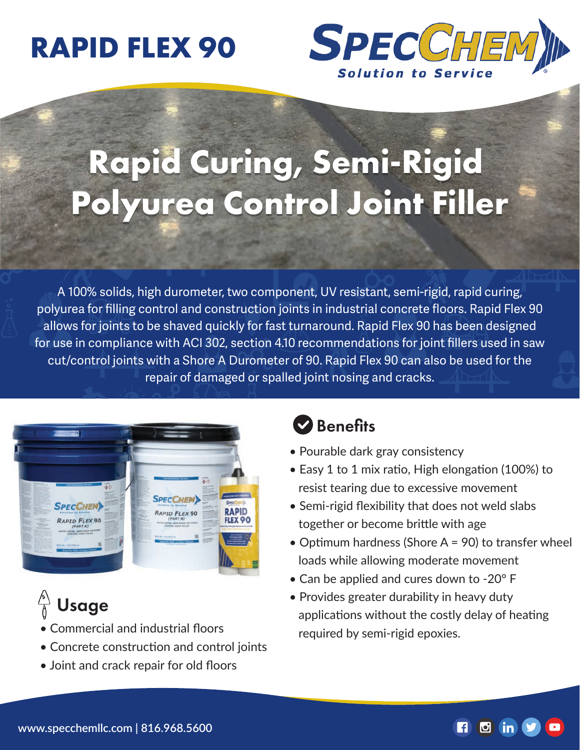# RAPID FLEX 90

SPECCHEM

*Solution to Service*

## Rapid Curing, Semi-Rigid Polyurea Control Joint Filler

A 100% solids, high durometer, two component, UV resistant, semi-rigid, rapid curing, polyurea for filling control and construction joints in industrial concrete floors. Rapid Flex 90 allows for joints to be shaved quickly for fast turnaround. Rapid Flex 90 has been designed for use in compliance with ACI 302, section 4.10 recommendations for joint fillers used in saw cut/control joints with a Shore A Durometer of 90. Rapid Flex 90 can also be used for the repair of damaged or spalled joint nosing and cracks.

### Benefits

- Pourable dark gray consistency
- Easy 1 to 1 mix ratio, High elongation (100%) to resist tearing due to excessive movement
- Semi-rigid flexibility that does not weld slabs together or become brittle with age
- Optimum hardness (Shore A = 90) to transfer wheel loads while allowing moderate movement
- Can be applied and cures down to -20° F
- Provides greater durability in heavy duty applications without the costly delay of heating required by semi-rigid epoxies.

### Usage

- Commercial and industrial floors
- Concrete construction and control joints
- Joint and crack repair for old floors

www.specchemllc.com | 816.968.5600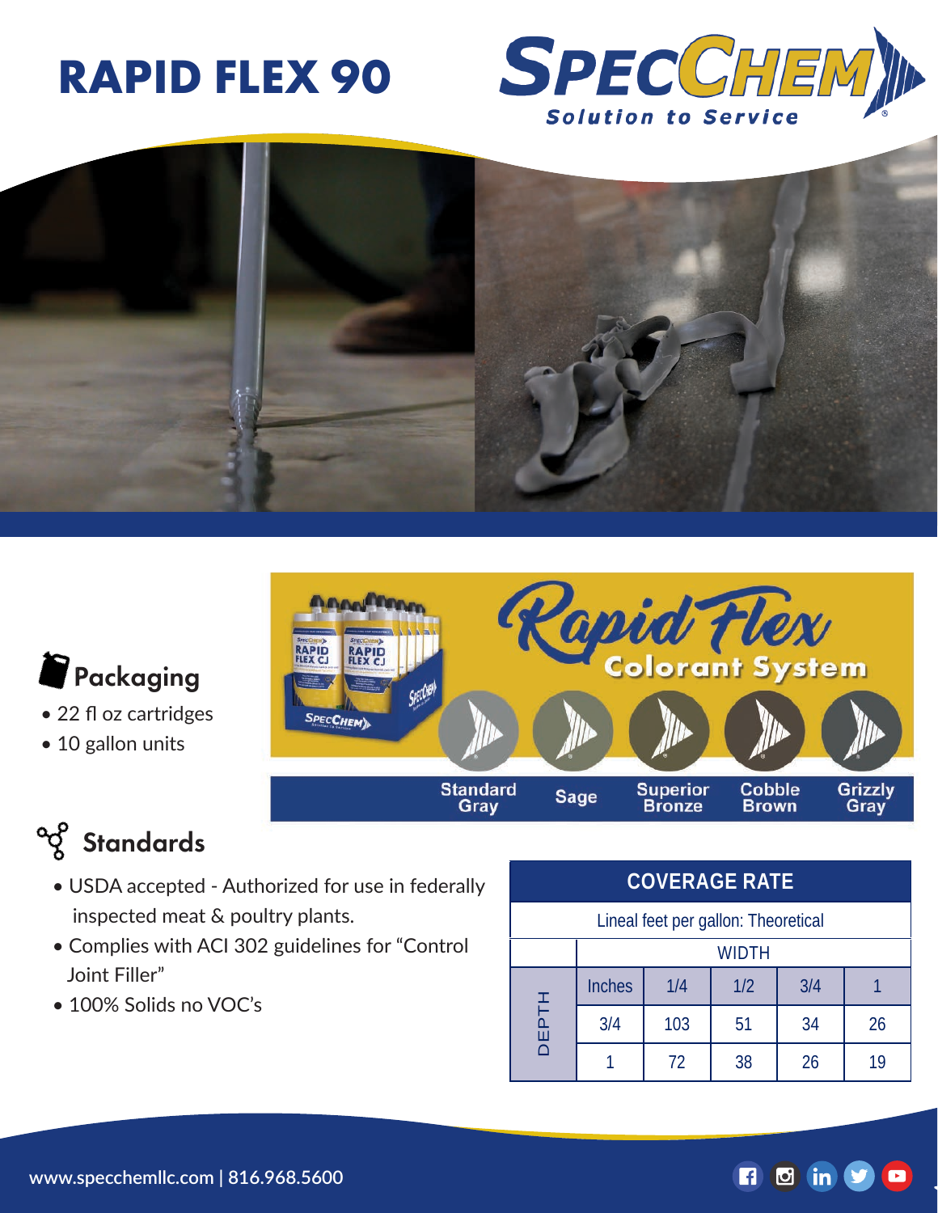# RAPID FLEX 90

## Packaging

- 22 fl oz cartridges
- 10 gallon units

Rapid Flex Colorant System

Standard Gray | Sage | Superior Bronze | Cobble Brown | Grizzly Gray

## Standards

- USDA accepted - Authorized for use in federally inspected meat & poultry plants.
- Complies with ACI 302 guidelines for “Control Joint Filler”
- 100% Solids no VOC’s

**COVERAGE RATE**

Lineal feet per gallon: Theoretical

| | | WIDTH | | | |
|---|---|---|---|---|---|
| DEPTH | Inches | 1/4 | 1/2 | 3/4 | 1 |
| | 3/4 | 103 | 51 | 34 | 26 |
| | 1 | 72 | 38 | 26 | 19 |

www.specchemllc.com | 816.968.5600